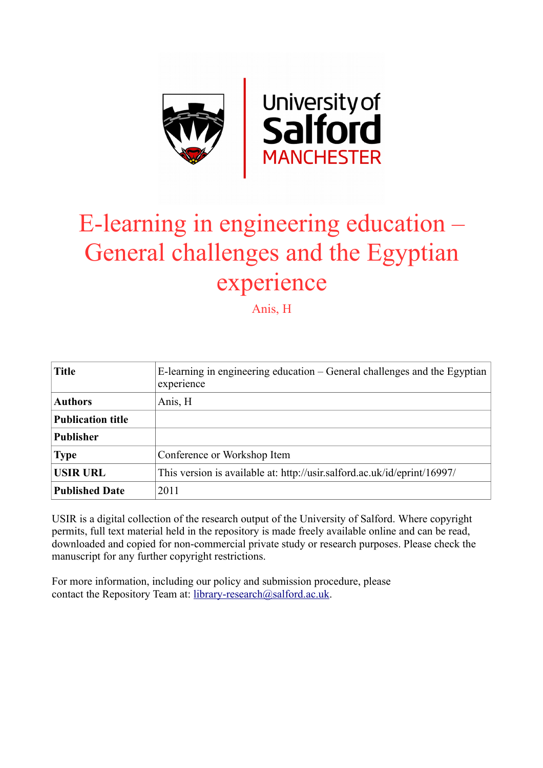# E-learning in engineering education – General challenges and the Egyptian experience

Anis, H

| Title | E-learning in engineering education – General challenges and the Egyptian experience |
|---|---|
| Authors | Anis, H |
| Publication title | |
| Publisher | |
| Type | Conference or Workshop Item |
| USIR URL | This version is available at: http://usir.salford.ac.uk/id/eprint/16997/ |
| Published Date | 2011 |

USIR is a digital collection of the research output of the University of Salford. Where copyright permits, full text material held in the repository is made freely available online and can be read, downloaded and copied for non-commercial private study or research purposes. Please check the manuscript for any further copyright restrictions.

For more information, including our policy and submission procedure, please contact the Repository Team at: library-research@salford.ac.uk.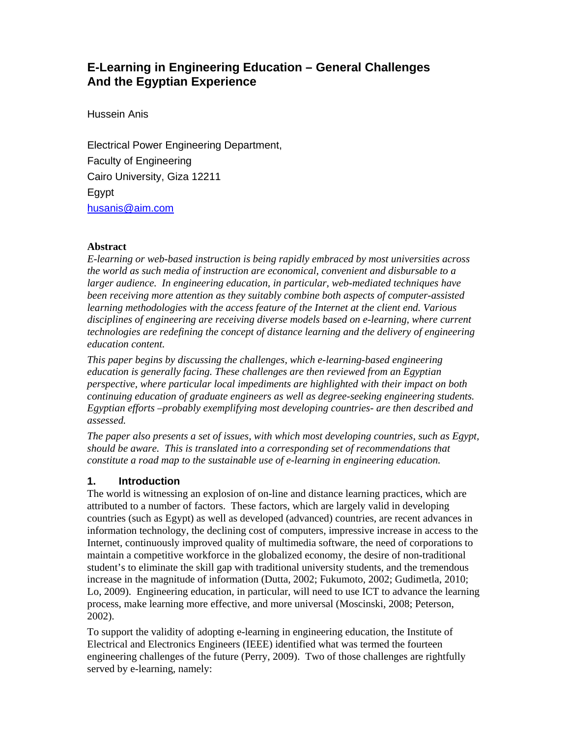# E-Learning in Engineering Education – General Challenges And the Egyptian Experience

Hussein Anis

Electrical Power Engineering Department,
Faculty of Engineering
Cairo University, Giza 12211
Egypt
husanis@aim.com

**Abstract**

*E-learning or web-based instruction is being rapidly embraced by most universities across the world as such media of instruction are economical, convenient and disbursable to a larger audience. In engineering education, in particular, web-mediated techniques have been receiving more attention as they suitably combine both aspects of computer-assisted learning methodologies with the access feature of the Internet at the client end. Various disciplines of engineering are receiving diverse models based on e-learning, where current technologies are redefining the concept of distance learning and the delivery of engineering education content.*

*This paper begins by discussing the challenges, which e-learning-based engineering education is generally facing. These challenges are then reviewed from an Egyptian perspective, where particular local impediments are highlighted with their impact on both continuing education of graduate engineers as well as degree-seeking engineering students. Egyptian efforts –probably exemplifying most developing countries- are then described and assessed.*

*The paper also presents a set of issues, with which most developing countries, such as Egypt, should be aware. This is translated into a corresponding set of recommendations that constitute a road map to the sustainable use of e-learning in engineering education.*

## 1. Introduction

The world is witnessing an explosion of on-line and distance learning practices, which are attributed to a number of factors. These factors, which are largely valid in developing countries (such as Egypt) as well as developed (advanced) countries, are recent advances in information technology, the declining cost of computers, impressive increase in access to the Internet, continuously improved quality of multimedia software, the need of corporations to maintain a competitive workforce in the globalized economy, the desire of non-traditional student's to eliminate the skill gap with traditional university students, and the tremendous increase in the magnitude of information (Dutta, 2002; Fukumoto, 2002; Gudimetla, 2010; Lo, 2009). Engineering education, in particular, will need to use ICT to advance the learning process, make learning more effective, and more universal (Moscinski, 2008; Peterson, 2002).

To support the validity of adopting e-learning in engineering education, the Institute of Electrical and Electronics Engineers (IEEE) identified what was termed the fourteen engineering challenges of the future (Perry, 2009). Two of those challenges are rightfully served by e-learning, namely: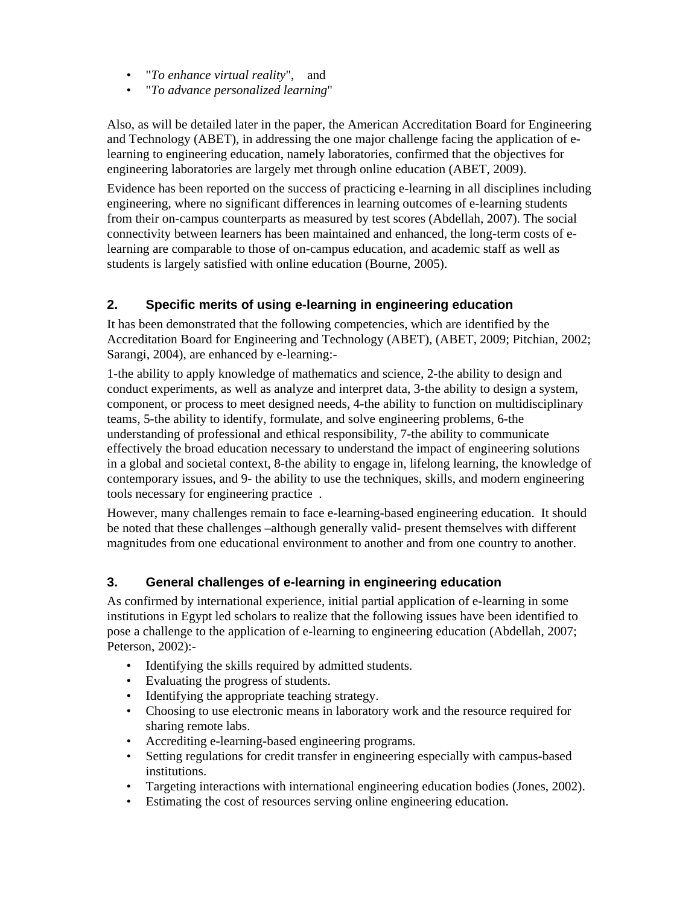- "*To enhance virtual reality*", and
- "*To advance personalized learning*"

Also, as will be detailed later in the paper, the American Accreditation Board for Engineering and Technology (ABET), in addressing the one major challenge facing the application of e-learning to engineering education, namely laboratories, confirmed that the objectives for engineering laboratories are largely met through online education (ABET, 2009).

Evidence has been reported on the success of practicing e-learning in all disciplines including engineering, where no significant differences in learning outcomes of e-learning students from their on-campus counterparts as measured by test scores (Abdellah, 2007). The social connectivity between learners has been maintained and enhanced, the long-term costs of e-learning are comparable to those of on-campus education, and academic staff as well as students is largely satisfied with online education (Bourne, 2005).

## 2. Specific merits of using e-learning in engineering education

It has been demonstrated that the following competencies, which are identified by the Accreditation Board for Engineering and Technology (ABET), (ABET, 2009; Pitchian, 2002; Sarangi, 2004), are enhanced by e-learning:-

1-the ability to apply knowledge of mathematics and science, 2-the ability to design and conduct experiments, as well as analyze and interpret data, 3-the ability to design a system, component, or process to meet designed needs, 4-the ability to function on multidisciplinary teams, 5-the ability to identify, formulate, and solve engineering problems, 6-the understanding of professional and ethical responsibility, 7-the ability to communicate effectively the broad education necessary to understand the impact of engineering solutions in a global and societal context, 8-the ability to engage in, lifelong learning, the knowledge of contemporary issues, and 9- the ability to use the techniques, skills, and modern engineering tools necessary for engineering practice .

However, many challenges remain to face e-learning-based engineering education. It should be noted that these challenges –although generally valid- present themselves with different magnitudes from one educational environment to another and from one country to another.

## 3. General challenges of e-learning in engineering education

As confirmed by international experience, initial partial application of e-learning in some institutions in Egypt led scholars to realize that the following issues have been identified to pose a challenge to the application of e-learning to engineering education (Abdellah, 2007; Peterson, 2002):-

- Identifying the skills required by admitted students.
- Evaluating the progress of students.
- Identifying the appropriate teaching strategy.
- Choosing to use electronic means in laboratory work and the resource required for sharing remote labs.
- Accrediting e-learning-based engineering programs.
- Setting regulations for credit transfer in engineering especially with campus-based institutions.
- Targeting interactions with international engineering education bodies (Jones, 2002).
- Estimating the cost of resources serving online engineering education.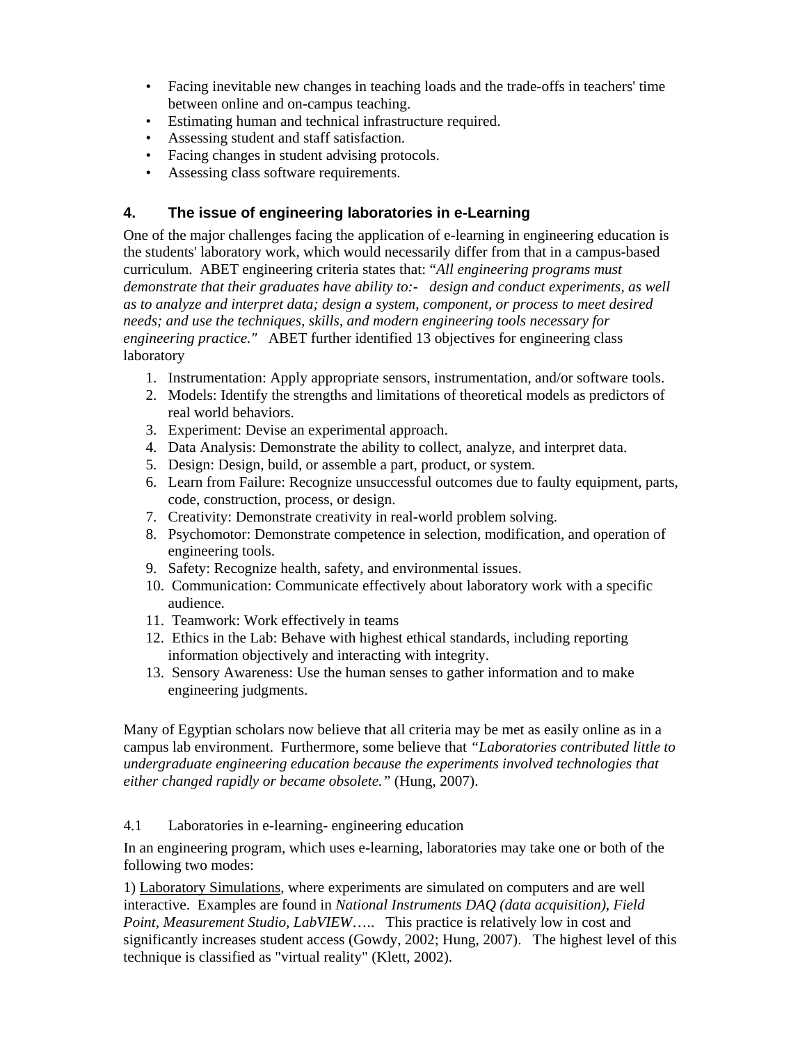- Facing inevitable new changes in teaching loads and the trade-offs in teachers' time between online and on-campus teaching.
- Estimating human and technical infrastructure required.
- Assessing student and staff satisfaction.
- Facing changes in student advising protocols.
- Assessing class software requirements.

## 4. The issue of engineering laboratories in e-Learning

One of the major challenges facing the application of e-learning in engineering education is the students' laboratory work, which would necessarily differ from that in a campus-based curriculum. ABET engineering criteria states that: "*All engineering programs must demonstrate that their graduates have ability to:- design and conduct experiments, as well as to analyze and interpret data; design a system, component, or process to meet desired needs; and use the techniques, skills, and modern engineering tools necessary for engineering practice."* ABET further identified 13 objectives for engineering class laboratory

1. Instrumentation: Apply appropriate sensors, instrumentation, and/or software tools.
2. Models: Identify the strengths and limitations of theoretical models as predictors of real world behaviors.
3. Experiment: Devise an experimental approach.
4. Data Analysis: Demonstrate the ability to collect, analyze, and interpret data.
5. Design: Design, build, or assemble a part, product, or system.
6. Learn from Failure: Recognize unsuccessful outcomes due to faulty equipment, parts, code, construction, process, or design.
7. Creativity: Demonstrate creativity in real-world problem solving.
8. Psychomotor: Demonstrate competence in selection, modification, and operation of engineering tools.
9. Safety: Recognize health, safety, and environmental issues.
10. Communication: Communicate effectively about laboratory work with a specific audience.
11. Teamwork: Work effectively in teams
12. Ethics in the Lab: Behave with highest ethical standards, including reporting information objectively and interacting with integrity.
13. Sensory Awareness: Use the human senses to gather information and to make engineering judgments.

Many of Egyptian scholars now believe that all criteria may be met as easily online as in a campus lab environment. Furthermore, some believe that *"Laboratories contributed little to undergraduate engineering education because the experiments involved technologies that either changed rapidly or became obsolete."* (Hung, 2007).

### 4.1 Laboratories in e-learning- engineering education

In an engineering program, which uses e-learning, laboratories may take one or both of the following two modes:

1) Laboratory Simulations, where experiments are simulated on computers and are well interactive. Examples are found in *National Instruments DAQ (data acquisition), Field Point, Measurement Studio, LabVIEW…..* This practice is relatively low in cost and significantly increases student access (Gowdy, 2002; Hung, 2007). The highest level of this technique is classified as "virtual reality" (Klett, 2002).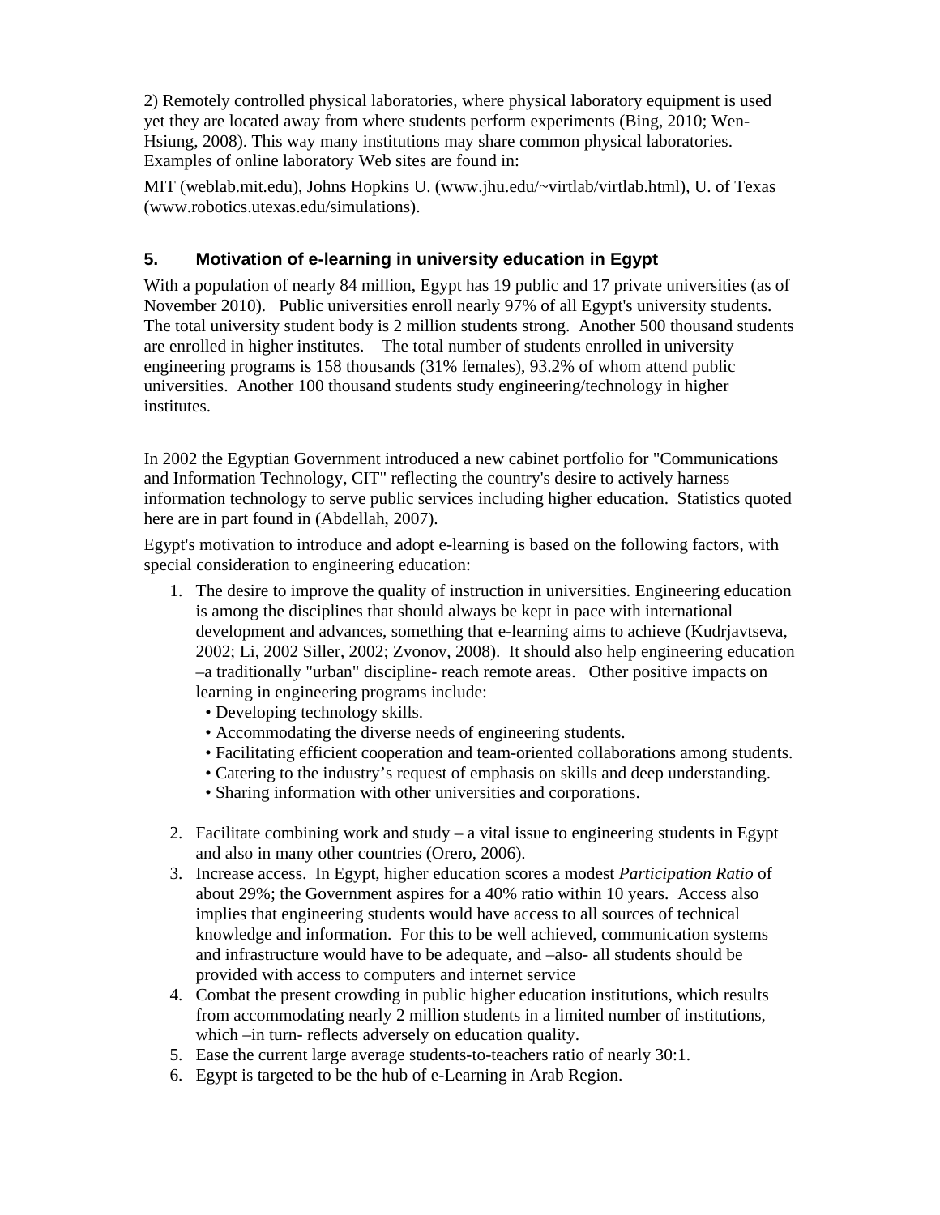2) Remotely controlled physical laboratories, where physical laboratory equipment is used yet they are located away from where students perform experiments (Bing, 2010; Wen-Hsiung, 2008). This way many institutions may share common physical laboratories. Examples of online laboratory Web sites are found in:

MIT (weblab.mit.edu), Johns Hopkins U. (www.jhu.edu/~virtlab/virtlab.html), U. of Texas (www.robotics.utexas.edu/simulations).

## 5. Motivation of e-learning in university education in Egypt

With a population of nearly 84 million, Egypt has 19 public and 17 private universities (as of November 2010). Public universities enroll nearly 97% of all Egypt's university students. The total university student body is 2 million students strong. Another 500 thousand students are enrolled in higher institutes. The total number of students enrolled in university engineering programs is 158 thousands (31% females), 93.2% of whom attend public universities. Another 100 thousand students study engineering/technology in higher institutes.

In 2002 the Egyptian Government introduced a new cabinet portfolio for "Communications and Information Technology, CIT" reflecting the country's desire to actively harness information technology to serve public services including higher education. Statistics quoted here are in part found in (Abdellah, 2007).

Egypt's motivation to introduce and adopt e-learning is based on the following factors, with special consideration to engineering education:

1. The desire to improve the quality of instruction in universities. Engineering education is among the disciplines that should always be kept in pace with international development and advances, something that e-learning aims to achieve (Kudrjavtseva, 2002; Li, 2002 Siller, 2002; Zvonov, 2008). It should also help engineering education –a traditionally "urban" discipline- reach remote areas. Other positive impacts on learning in engineering programs include:
   - Developing technology skills.
   - Accommodating the diverse needs of engineering students.
   - Facilitating efficient cooperation and team-oriented collaborations among students.
   - Catering to the industry’s request of emphasis on skills and deep understanding.
   - Sharing information with other universities and corporations.

2. Facilitate combining work and study – a vital issue to engineering students in Egypt and also in many other countries (Orero, 2006).
3. Increase access. In Egypt, higher education scores a modest *Participation Ratio* of about 29%; the Government aspires for a 40% ratio within 10 years. Access also implies that engineering students would have access to all sources of technical knowledge and information. For this to be well achieved, communication systems and infrastructure would have to be adequate, and –also- all students should be provided with access to computers and internet service
4. Combat the present crowding in public higher education institutions, which results from accommodating nearly 2 million students in a limited number of institutions, which –in turn- reflects adversely on education quality.
5. Ease the current large average students-to-teachers ratio of nearly 30:1.
6. Egypt is targeted to be the hub of e-Learning in Arab Region.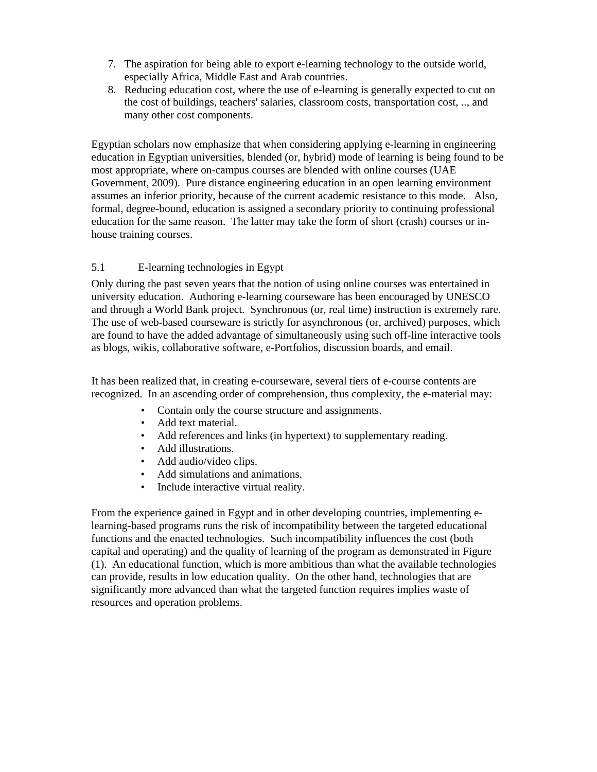7. The aspiration for being able to export e-learning technology to the outside world, especially Africa, Middle East and Arab countries.
8. Reducing education cost, where the use of e-learning is generally expected to cut on the cost of buildings, teachers' salaries, classroom costs, transportation cost, .., and many other cost components.

Egyptian scholars now emphasize that when considering applying e-learning in engineering education in Egyptian universities, blended (or, hybrid) mode of learning is being found to be most appropriate, where on-campus courses are blended with online courses (UAE Government, 2009). Pure distance engineering education in an open learning environment assumes an inferior priority, because of the current academic resistance to this mode. Also, formal, degree-bound, education is assigned a secondary priority to continuing professional education for the same reason. The latter may take the form of short (crash) courses or in-house training courses.

### 5.1 E-learning technologies in Egypt

Only during the past seven years that the notion of using online courses was entertained in university education. Authoring e-learning courseware has been encouraged by UNESCO and through a World Bank project. Synchronous (or, real time) instruction is extremely rare. The use of web-based courseware is strictly for asynchronous (or, archived) purposes, which are found to have the added advantage of simultaneously using such off-line interactive tools as blogs, wikis, collaborative software, e-Portfolios, discussion boards, and email.

It has been realized that, in creating e-courseware, several tiers of e-course contents are recognized. In an ascending order of comprehension, thus complexity, the e-material may:

- Contain only the course structure and assignments.
- Add text material.
- Add references and links (in hypertext) to supplementary reading.
- Add illustrations.
- Add audio/video clips.
- Add simulations and animations.
- Include interactive virtual reality.

From the experience gained in Egypt and in other developing countries, implementing e-learning-based programs runs the risk of incompatibility between the targeted educational functions and the enacted technologies. Such incompatibility influences the cost (both capital and operating) and the quality of learning of the program as demonstrated in Figure (1). An educational function, which is more ambitious than what the available technologies can provide, results in low education quality. On the other hand, technologies that are significantly more advanced than what the targeted function requires implies waste of resources and operation problems.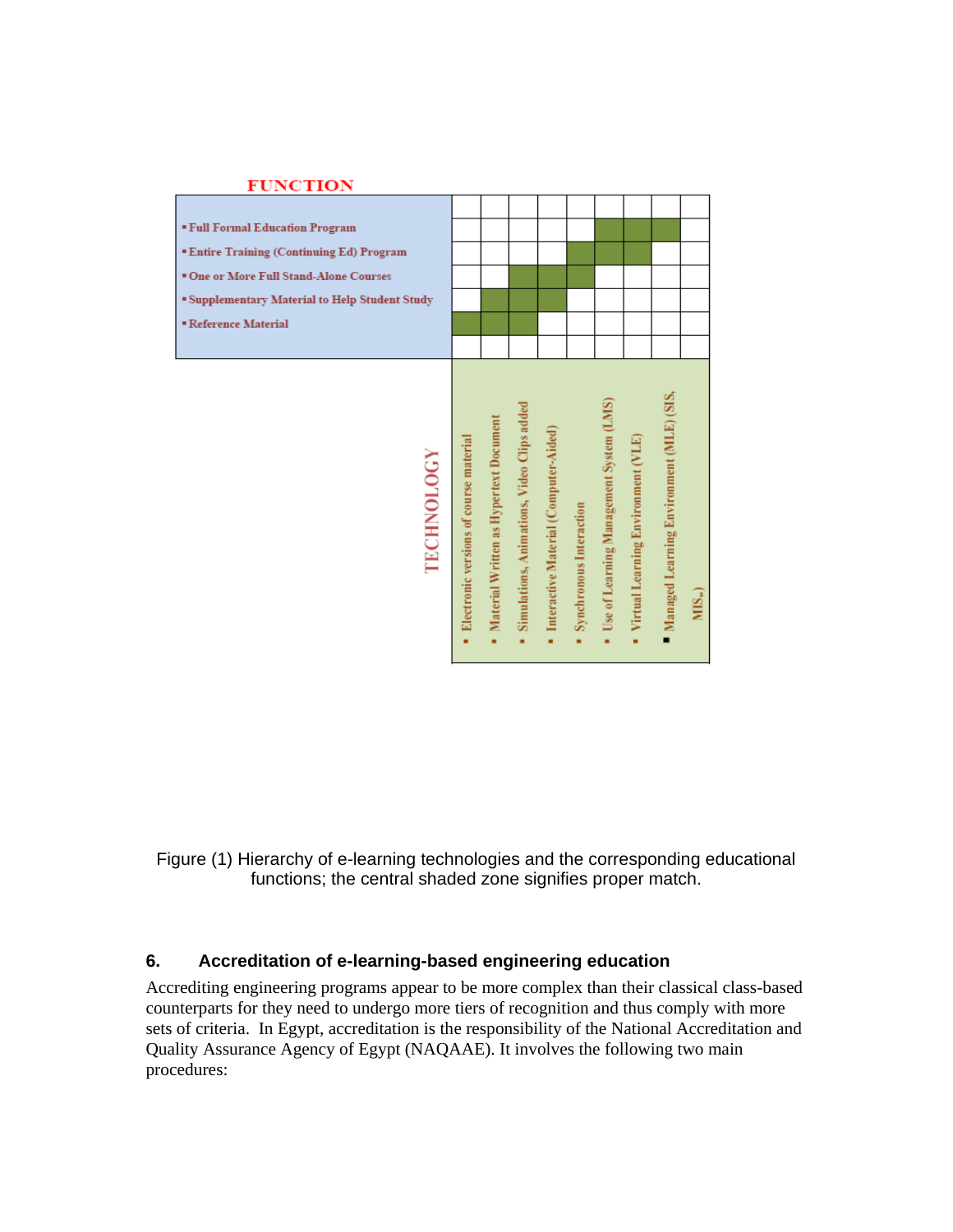**FUNCTION** / **TECHNOLOGY**

| Function \ Technology | Electronic versions of course material | Material Written as Hypertext Document | Simulations, Animations, Video Clips added | Interactive Material (Computer-Aided) | Synchronous Interaction | Use of Learning Management System (LMS) | Virtual Learning Environment (VLE) | Managed Learning Environment (MLE) (SIS, MIS,.) |
|---|---|---|---|---|---|---|---|---|
| Full Formal Education Program | | | | | | ■ | ■ | ■ |
| Entire Training (Continuing Ed) Program | | | | | ■ | ■ | ■ | |
| One or More Full Stand-Alone Courses | | | ■ | ■ | ■ | | | |
| Supplementary Material to Help Student Study | | ■ | ■ | ■ | | | | |
| Reference Material | ■ | ■ | ■ | | | | | |

Figure (1) Hierarchy of e-learning technologies and the corresponding educational functions; the central shaded zone signifies proper match.

## 6. Accreditation of e-learning-based engineering education

Accrediting engineering programs appear to be more complex than their classical class-based counterparts for they need to undergo more tiers of recognition and thus comply with more sets of criteria. In Egypt, accreditation is the responsibility of the National Accreditation and Quality Assurance Agency of Egypt (NAQAAE). It involves the following two main procedures: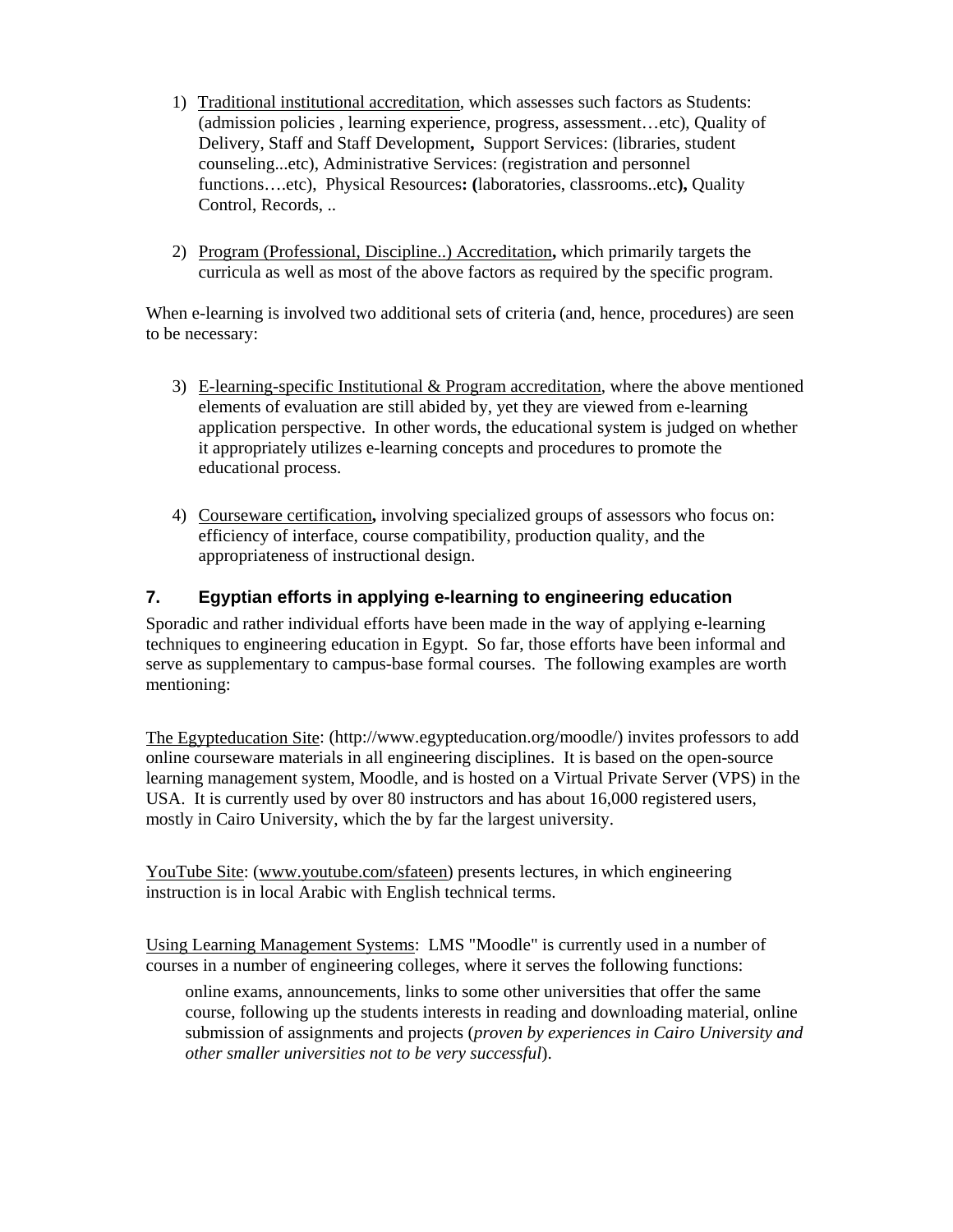1) Traditional institutional accreditation, which assesses such factors as Students: (admission policies , learning experience, progress, assessment…etc), Quality of Delivery, Staff and Staff Development**,** Support Services: (libraries, student counseling...etc), Administrative Services: (registration and personnel functions….etc), Physical Resources**: (**laboratories, classrooms..etc**),** Quality Control, Records, ..

2) Program (Professional, Discipline..) Accreditation**,** which primarily targets the curricula as well as most of the above factors as required by the specific program.

When e-learning is involved two additional sets of criteria (and, hence, procedures) are seen to be necessary:

3) E-learning-specific Institutional & Program accreditation, where the above mentioned elements of evaluation are still abided by, yet they are viewed from e-learning application perspective. In other words, the educational system is judged on whether it appropriately utilizes e-learning concepts and procedures to promote the educational process.

4) Courseware certification**,** involving specialized groups of assessors who focus on: efficiency of interface, course compatibility, production quality, and the appropriateness of instructional design.

## 7. Egyptian efforts in applying e-learning to engineering education

Sporadic and rather individual efforts have been made in the way of applying e-learning techniques to engineering education in Egypt. So far, those efforts have been informal and serve as supplementary to campus-base formal courses. The following examples are worth mentioning:

The Egypteducation Site: (http://www.egypteducation.org/moodle/) invites professors to add online courseware materials in all engineering disciplines. It is based on the open-source learning management system, Moodle, and is hosted on a Virtual Private Server (VPS) in the USA. It is currently used by over 80 instructors and has about 16,000 registered users, mostly in Cairo University, which the by far the largest university.

YouTube Site: (www.youtube.com/sfateen) presents lectures, in which engineering instruction is in local Arabic with English technical terms.

Using Learning Management Systems: LMS "Moodle" is currently used in a number of courses in a number of engineering colleges, where it serves the following functions:

> online exams, announcements, links to some other universities that offer the same course, following up the students interests in reading and downloading material, online submission of assignments and projects (*proven by experiences in Cairo University and other smaller universities not to be very successful*).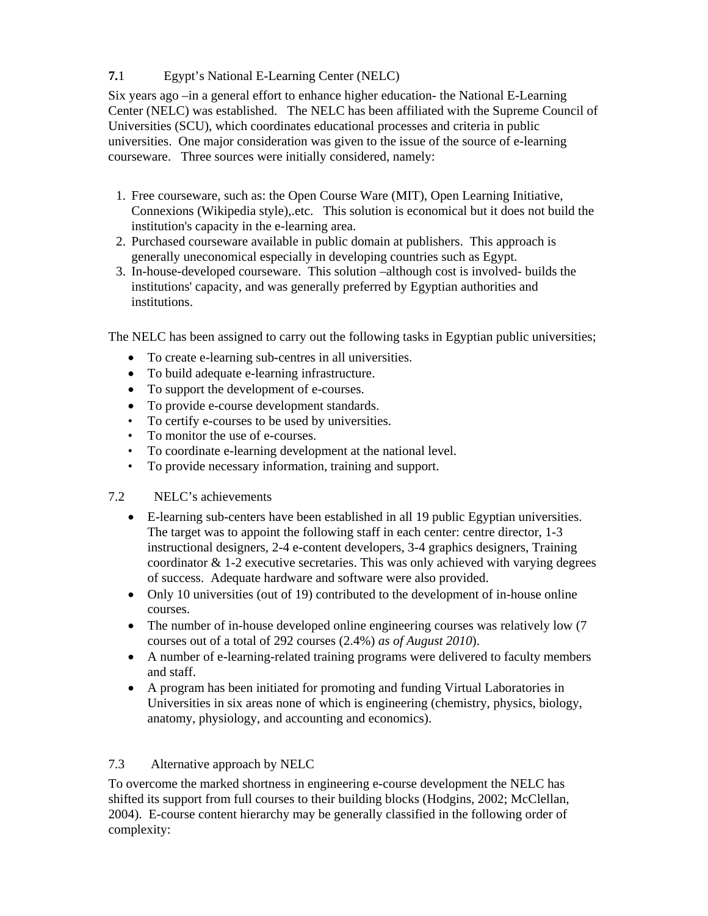## **7.**1 Egypt's National E-Learning Center (NELC)

Six years ago –in a general effort to enhance higher education- the National E-Learning Center (NELC) was established. The NELC has been affiliated with the Supreme Council of Universities (SCU), which coordinates educational processes and criteria in public universities. One major consideration was given to the issue of the source of e-learning courseware. Three sources were initially considered, namely:

1. Free courseware, such as: the Open Course Ware (MIT), Open Learning Initiative, Connexions (Wikipedia style),.etc. This solution is economical but it does not build the institution's capacity in the e-learning area.
2. Purchased courseware available in public domain at publishers. This approach is generally uneconomical especially in developing countries such as Egypt.
3. In-house-developed courseware. This solution –although cost is involved- builds the institutions' capacity, and was generally preferred by Egyptian authorities and institutions.

The NELC has been assigned to carry out the following tasks in Egyptian public universities;

- To create e-learning sub-centres in all universities.
- To build adequate e-learning infrastructure.
- To support the development of e-courses.
- To provide e-course development standards.
- To certify e-courses to be used by universities.
- To monitor the use of e-courses.
- To coordinate e-learning development at the national level.
- To provide necessary information, training and support.

## 7.2 NELC's achievements

- E-learning sub-centers have been established in all 19 public Egyptian universities. The target was to appoint the following staff in each center: centre director, 1-3 instructional designers, 2-4 e-content developers, 3-4 graphics designers, Training coordinator & 1-2 executive secretaries. This was only achieved with varying degrees of success. Adequate hardware and software were also provided.
- Only 10 universities (out of 19) contributed to the development of in-house online courses.
- The number of in-house developed online engineering courses was relatively low (7 courses out of a total of 292 courses (2.4%) *as of August 2010*).
- A number of e-learning-related training programs were delivered to faculty members and staff.
- A program has been initiated for promoting and funding Virtual Laboratories in Universities in six areas none of which is engineering (chemistry, physics, biology, anatomy, physiology, and accounting and economics).

## 7.3 Alternative approach by NELC

To overcome the marked shortness in engineering e-course development the NELC has shifted its support from full courses to their building blocks (Hodgins, 2002; McClellan, 2004). E-course content hierarchy may be generally classified in the following order of complexity: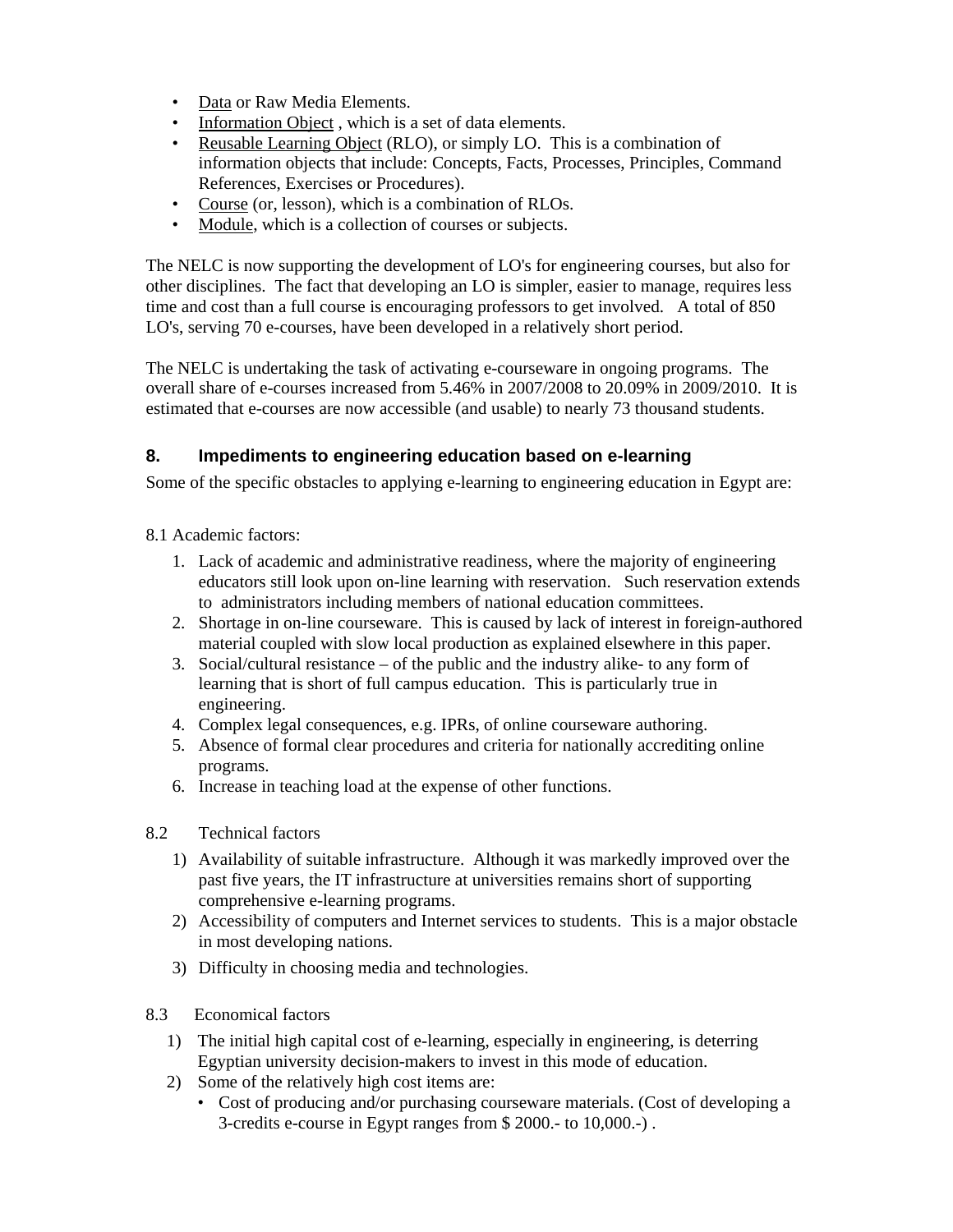- Data or Raw Media Elements.
- Information Object , which is a set of data elements.
- Reusable Learning Object (RLO), or simply LO. This is a combination of information objects that include: Concepts, Facts, Processes, Principles, Command References, Exercises or Procedures).
- Course (or, lesson), which is a combination of RLOs.
- Module, which is a collection of courses or subjects.

The NELC is now supporting the development of LO's for engineering courses, but also for other disciplines. The fact that developing an LO is simpler, easier to manage, requires less time and cost than a full course is encouraging professors to get involved. A total of 850 LO's, serving 70 e-courses, have been developed in a relatively short period.

The NELC is undertaking the task of activating e-courseware in ongoing programs. The overall share of e-courses increased from 5.46% in 2007/2008 to 20.09% in 2009/2010. It is estimated that e-courses are now accessible (and usable) to nearly 73 thousand students.

## 8. Impediments to engineering education based on e-learning

Some of the specific obstacles to applying e-learning to engineering education in Egypt are:

8.1 Academic factors:

1. Lack of academic and administrative readiness, where the majority of engineering educators still look upon on-line learning with reservation. Such reservation extends to administrators including members of national education committees.
2. Shortage in on-line courseware. This is caused by lack of interest in foreign-authored material coupled with slow local production as explained elsewhere in this paper.
3. Social/cultural resistance – of the public and the industry alike- to any form of learning that is short of full campus education. This is particularly true in engineering.
4. Complex legal consequences, e.g. IPRs, of online courseware authoring.
5. Absence of formal clear procedures and criteria for nationally accrediting online programs.
6. Increase in teaching load at the expense of other functions.

8.2 Technical factors

1) Availability of suitable infrastructure. Although it was markedly improved over the past five years, the IT infrastructure at universities remains short of supporting comprehensive e-learning programs.
2) Accessibility of computers and Internet services to students. This is a major obstacle in most developing nations.
3) Difficulty in choosing media and technologies.

8.3 Economical factors

1) The initial high capital cost of e-learning, especially in engineering, is deterring Egyptian university decision-makers to invest in this mode of education.
2) Some of the relatively high cost items are:
   - Cost of producing and/or purchasing courseware materials. (Cost of developing a 3-credits e-course in Egypt ranges from $ 2000.- to 10,000.-) .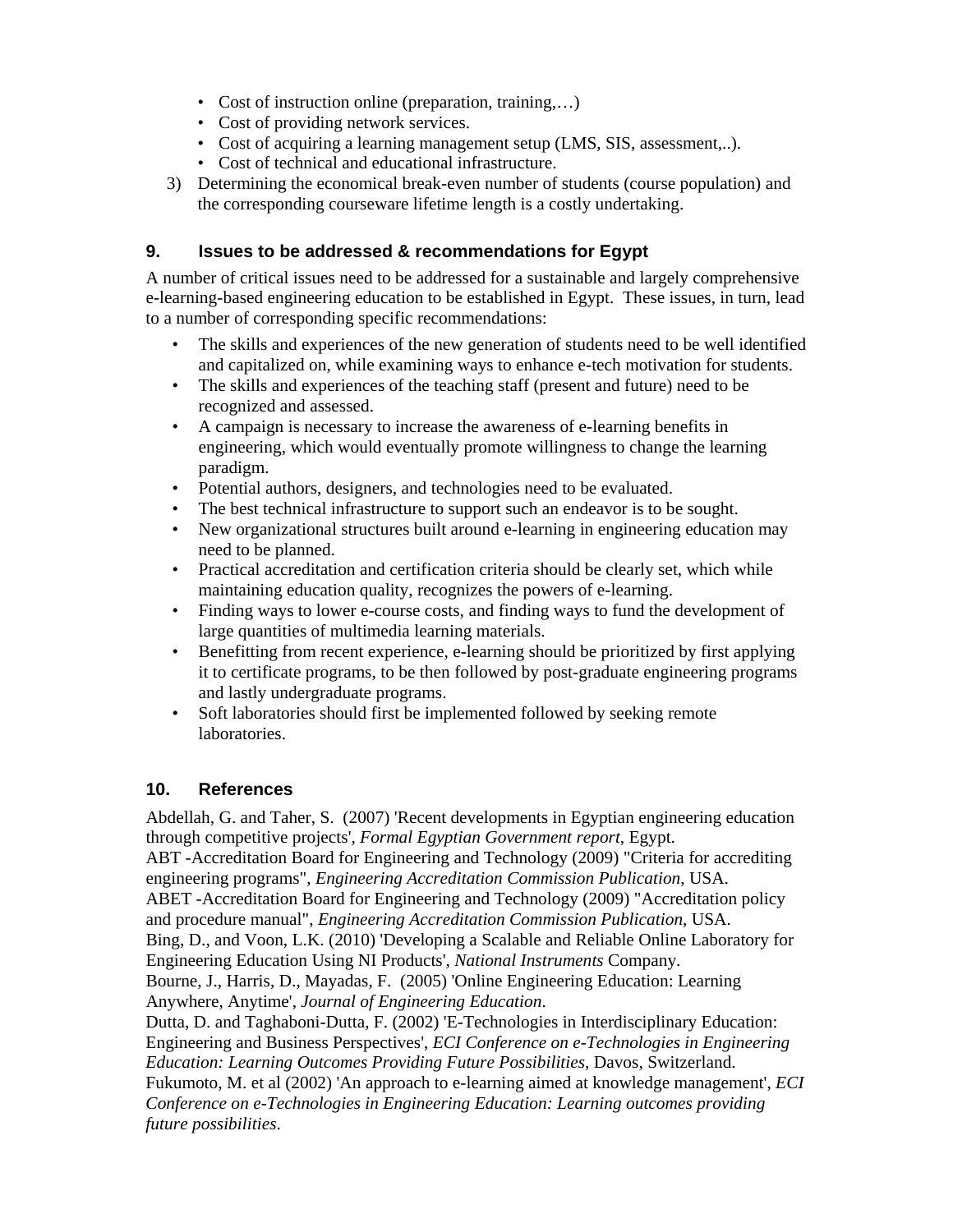- Cost of instruction online (preparation, training,…)
- Cost of providing network services.
- Cost of acquiring a learning management setup (LMS, SIS, assessment,..).
- Cost of technical and educational infrastructure.

3) Determining the economical break-even number of students (course population) and the corresponding courseware lifetime length is a costly undertaking.

## 9. Issues to be addressed & recommendations for Egypt

A number of critical issues need to be addressed for a sustainable and largely comprehensive e-learning-based engineering education to be established in Egypt. These issues, in turn, lead to a number of corresponding specific recommendations:

- The skills and experiences of the new generation of students need to be well identified and capitalized on, while examining ways to enhance e-tech motivation for students.
- The skills and experiences of the teaching staff (present and future) need to be recognized and assessed.
- A campaign is necessary to increase the awareness of e-learning benefits in engineering, which would eventually promote willingness to change the learning paradigm.
- Potential authors, designers, and technologies need to be evaluated.
- The best technical infrastructure to support such an endeavor is to be sought.
- New organizational structures built around e-learning in engineering education may need to be planned.
- Practical accreditation and certification criteria should be clearly set, which while maintaining education quality, recognizes the powers of e-learning.
- Finding ways to lower e-course costs, and finding ways to fund the development of large quantities of multimedia learning materials.
- Benefitting from recent experience, e-learning should be prioritized by first applying it to certificate programs, to be then followed by post-graduate engineering programs and lastly undergraduate programs.
- Soft laboratories should first be implemented followed by seeking remote laboratories.

## 10. References

Abdellah, G. and Taher, S. (2007) 'Recent developments in Egyptian engineering education through competitive projects', *Formal Egyptian Government report*, Egypt.

ABT -Accreditation Board for Engineering and Technology (2009) "Criteria for accrediting engineering programs", *Engineering Accreditation Commission Publication*, USA.

ABET -Accreditation Board for Engineering and Technology (2009) "Accreditation policy and procedure manual", *Engineering Accreditation Commission Publication*, USA.

Bing, D., and Voon, L.K. (2010) 'Developing a Scalable and Reliable Online Laboratory for Engineering Education Using NI Products', *National Instruments* Company.

Bourne, J., Harris, D., Mayadas, F. (2005) 'Online Engineering Education: Learning Anywhere, Anytime', *Journal of Engineering Education*.

Dutta, D. and Taghaboni-Dutta, F. (2002) 'E-Technologies in Interdisciplinary Education: Engineering and Business Perspectives', *ECI Conference on e-Technologies in Engineering Education: Learning Outcomes Providing Future Possibilities*, Davos, Switzerland.

Fukumoto, M. et al (2002) 'An approach to e-learning aimed at knowledge management', *ECI Conference on e-Technologies in Engineering Education: Learning outcomes providing future possibilities*.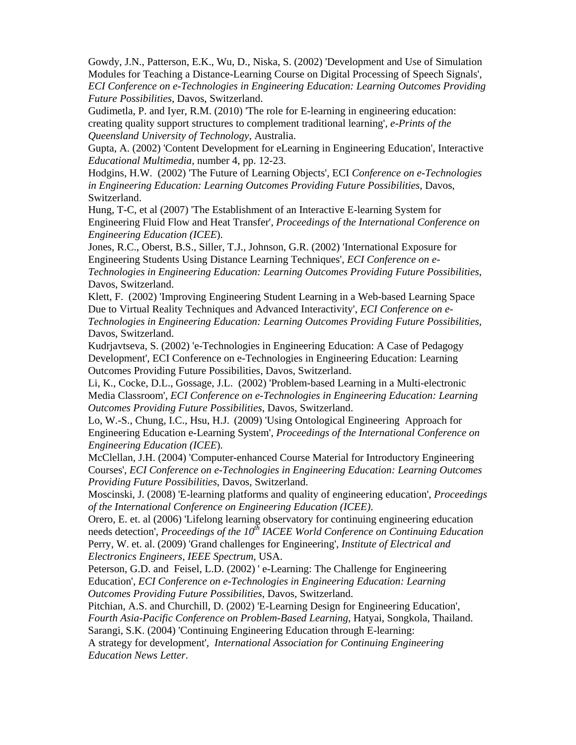Gowdy, J.N., Patterson, E.K., Wu, D., Niska, S. (2002) 'Development and Use of Simulation Modules for Teaching a Distance-Learning Course on Digital Processing of Speech Signals', *ECI Conference on e-Technologies in Engineering Education: Learning Outcomes Providing Future Possibilities*, Davos, Switzerland.

Gudimetla, P. and Iyer, R.M. (2010) 'The role for E-learning in engineering education: creating quality support structures to complement traditional learning', *e-Prints of the Queensland University of Technology*, Australia.

Gupta, A. (2002) 'Content Development for eLearning in Engineering Education', Interactive *Educational Multimedia*, number 4, pp. 12-23.

Hodgins, H.W. (2002) 'The Future of Learning Objects', ECI *Conference on e-Technologies in Engineering Education: Learning Outcomes Providing Future Possibilities*, Davos, Switzerland.

Hung, T-C, et al (2007) 'The Establishment of an Interactive E-learning System for Engineering Fluid Flow and Heat Transfer', *Proceedings of the International Conference on Engineering Education (ICEE*).

Jones, R.C., Oberst, B.S., Siller, T.J., Johnson, G.R. (2002) 'International Exposure for Engineering Students Using Distance Learning Techniques', *ECI Conference on e-Technologies in Engineering Education: Learning Outcomes Providing Future Possibilities*, Davos, Switzerland.

Klett, F. (2002) 'Improving Engineering Student Learning in a Web-based Learning Space Due to Virtual Reality Techniques and Advanced Interactivity', *ECI Conference on e-Technologies in Engineering Education: Learning Outcomes Providing Future Possibilities*, Davos, Switzerland.

Kudrjavtseva, S. (2002) 'e-Technologies in Engineering Education: A Case of Pedagogy Development', ECI Conference on e-Technologies in Engineering Education: Learning Outcomes Providing Future Possibilities, Davos, Switzerland.

Li, K., Cocke, D.L., Gossage, J.L. (2002) 'Problem-based Learning in a Multi-electronic Media Classroom', *ECI Conference on e-Technologies in Engineering Education: Learning Outcomes Providing Future Possibilities*, Davos, Switzerland.

Lo, W.-S., Chung, I.C., Hsu, H.J. (2009) 'Using Ontological Engineering Approach for Engineering Education e-Learning System', *Proceedings of the International Conference on Engineering Education (ICEE*).

McClellan, J.H. (2004) 'Computer-enhanced Course Material for Introductory Engineering Courses', *ECI Conference on e-Technologies in Engineering Education: Learning Outcomes Providing Future Possibilities*, Davos, Switzerland.

Moscinski, J. (2008) 'E-learning platforms and quality of engineering education', *Proceedings of the International Conference on Engineering Education (ICEE)*.

Orero, E. et. al (2006) 'Lifelong learning observatory for continuing engineering education needs detection', *Proceedings of the 10th IACEE World Conference on Continuing Education*

Perry, W. et. al. (2009) 'Grand challenges for Engineering', *Institute of Electrical and Electronics Engineers*, *IEEE Spectrum*, USA.

Peterson, G.D. and Feisel, L.D. (2002) ' e-Learning: The Challenge for Engineering Education', *ECI Conference on e-Technologies in Engineering Education: Learning Outcomes Providing Future Possibilities*, Davos, Switzerland.

Pitchian, A.S. and Churchill, D. (2002) 'E-Learning Design for Engineering Education', *Fourth Asia-Pacific Conference on Problem-Based Learning*, Hatyai, Songkola, Thailand.

Sarangi, S.K. (2004) 'Continuing Engineering Education through E-learning: A strategy for development', *International Association for Continuing Engineering Education News Letter*.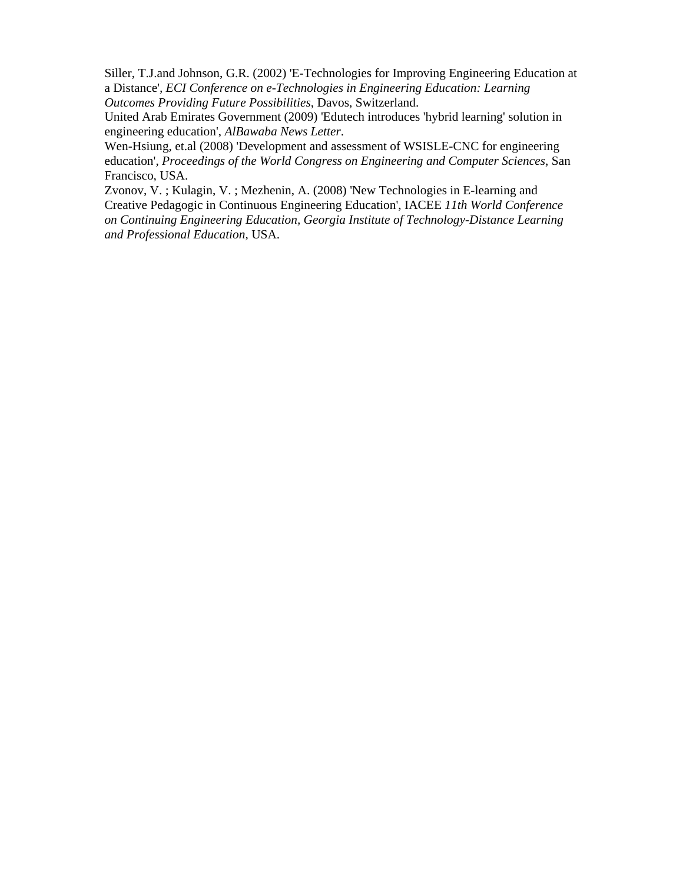Siller, T.J.and Johnson, G.R. (2002) 'E-Technologies for Improving Engineering Education at a Distance', *ECI Conference on e-Technologies in Engineering Education: Learning Outcomes Providing Future Possibilities*, Davos, Switzerland.

United Arab Emirates Government (2009) 'Edutech introduces 'hybrid learning' solution in engineering education', *AlBawaba News Letter*.

Wen-Hsiung, et.al (2008) 'Development and assessment of WSISLE-CNC for engineering education', *Proceedings of the World Congress on Engineering and Computer Sciences*, San Francisco, USA.

Zvonov, V. ; Kulagin, V. ; Mezhenin, A. (2008) 'New Technologies in E-learning and Creative Pedagogic in Continuous Engineering Education', IACEE *11th World Conference on Continuing Engineering Education, Georgia Institute of Technology-Distance Learning and Professional Education*, USA.